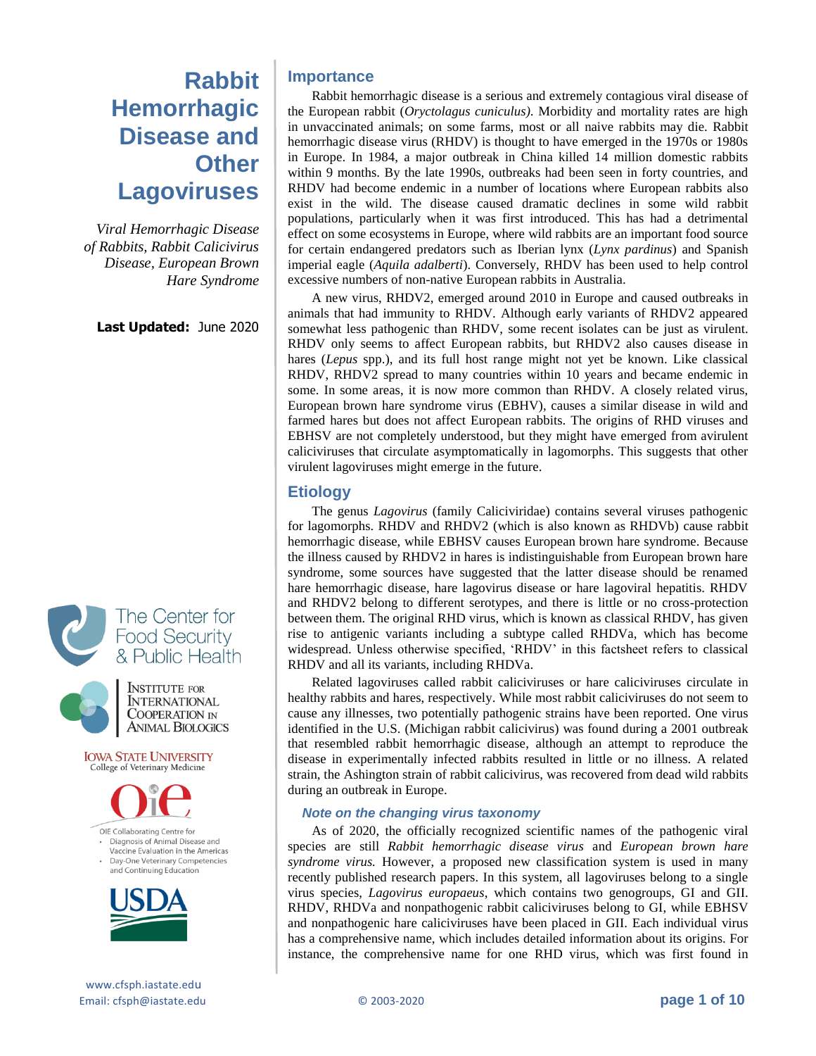# Rabbit Hemorrhagic Disease and Other Lagoviruses

*Viral Hemorrhagic Disease of Rabbits, Rabbit Calicivirus Disease, European Brown Hare Syndrome*

**Last Updated:** June 2020

The Center for Food Security & Public Health

Institute for International Cooperation in Animal Biologics

Iowa State University College of Veterinary Medicine

OIE Collaborating Centre for
- Diagnosis of Animal Disease and Vaccine Evaluation in the Americas
- Day-One Veterinary Competencies and Continuing Education

USDA

www.cfsph.iastate.edu
Email: cfsph@iastate.edu

© 2003-2020

## Importance

Rabbit hemorrhagic disease is a serious and extremely contagious viral disease of the European rabbit (*Oryctolagus cuniculus).* Morbidity and mortality rates are high in unvaccinated animals; on some farms, most or all naive rabbits may die. Rabbit hemorrhagic disease virus (RHDV) is thought to have emerged in the 1970s or 1980s in Europe. In 1984, a major outbreak in China killed 14 million domestic rabbits within 9 months. By the late 1990s, outbreaks had been seen in forty countries, and RHDV had become endemic in a number of locations where European rabbits also exist in the wild. The disease caused dramatic declines in some wild rabbit populations, particularly when it was first introduced. This has had a detrimental effect on some ecosystems in Europe, where wild rabbits are an important food source for certain endangered predators such as Iberian lynx (*Lynx pardinus*) and Spanish imperial eagle (*Aquila adalberti*). Conversely, RHDV has been used to help control excessive numbers of non-native European rabbits in Australia.

A new virus, RHDV2, emerged around 2010 in Europe and caused outbreaks in animals that had immunity to RHDV. Although early variants of RHDV2 appeared somewhat less pathogenic than RHDV, some recent isolates can be just as virulent. RHDV only seems to affect European rabbits, but RHDV2 also causes disease in hares (*Lepus* spp.), and its full host range might not yet be known. Like classical RHDV, RHDV2 spread to many countries within 10 years and became endemic in some. In some areas, it is now more common than RHDV. A closely related virus, European brown hare syndrome virus (EBHV), causes a similar disease in wild and farmed hares but does not affect European rabbits. The origins of RHD viruses and EBHSV are not completely understood, but they might have emerged from avirulent caliciviruses that circulate asymptomatically in lagomorphs. This suggests that other virulent lagoviruses might emerge in the future.

## Etiology

The genus *Lagovirus* (family Caliciviridae) contains several viruses pathogenic for lagomorphs. RHDV and RHDV2 (which is also known as RHDVb) cause rabbit hemorrhagic disease, while EBHSV causes European brown hare syndrome. Because the illness caused by RHDV2 in hares is indistinguishable from European brown hare syndrome, some sources have suggested that the latter disease should be renamed hare hemorrhagic disease, hare lagovirus disease or hare lagoviral hepatitis. RHDV and RHDV2 belong to different serotypes, and there is little or no cross-protection between them. The original RHD virus, which is known as classical RHDV, has given rise to antigenic variants including a subtype called RHDVa, which has become widespread. Unless otherwise specified, 'RHDV' in this factsheet refers to classical RHDV and all its variants, including RHDVa.

Related lagoviruses called rabbit caliciviruses or hare caliciviruses circulate in healthy rabbits and hares, respectively. While most rabbit caliciviruses do not seem to cause any illnesses, two potentially pathogenic strains have been reported. One virus identified in the U.S. (Michigan rabbit calicivirus) was found during a 2001 outbreak that resembled rabbit hemorrhagic disease, although an attempt to reproduce the disease in experimentally infected rabbits resulted in little or no illness. A related strain, the Ashington strain of rabbit calicivirus, was recovered from dead wild rabbits during an outbreak in Europe.

### *Note on the changing virus taxonomy*

As of 2020, the officially recognized scientific names of the pathogenic viral species are still *Rabbit hemorrhagic disease virus* and *European brown hare syndrome virus.* However, a proposed new classification system is used in many recently published research papers. In this system, all lagoviruses belong to a single virus species, *Lagovirus europaeus*, which contains two genogroups, GI and GII. RHDV, RHDVa and nonpathogenic rabbit caliciviruses belong to GI, while EBHSV and nonpathogenic hare caliciviruses have been placed in GII. Each individual virus has a comprehensive name, which includes detailed information about its origins. For instance, the comprehensive name for one RHD virus, which was first found in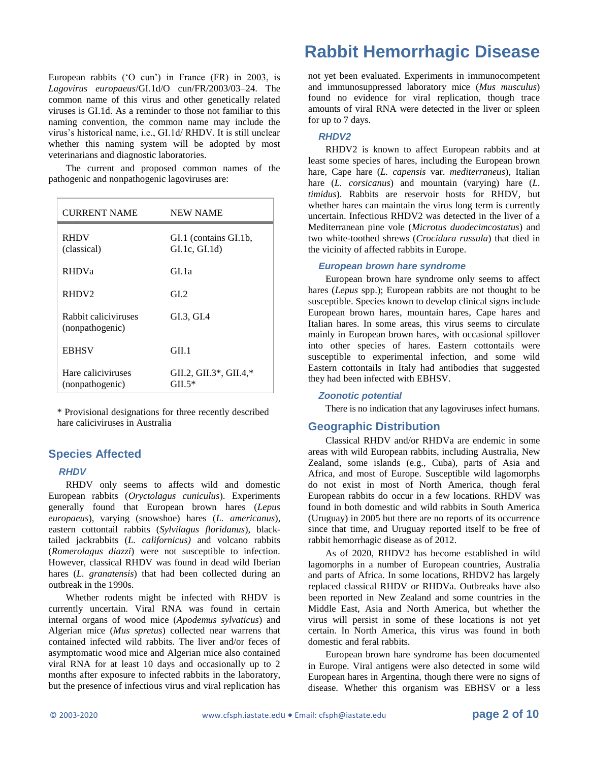European rabbits ('O cun') in France (FR) in 2003, is *Lagovirus europeaus*/GI.1d/O cun/FR/2003/03–24. The common name of this virus and other genetically related viruses is GI.1d. As a reminder to those not familiar to this naming convention, the common name may include the virus's historical name, i.e., GI.1d/ RHDV. It is still unclear whether this naming system will be adopted by most veterinarians and diagnostic laboratories.

The current and proposed common names of the pathogenic and nonpathogenic lagoviruses are:

| CURRENT NAME | NEW NAME |
|---|---|
| RHDV (classical) | GI.1 (contains GI.1b, GI.1c, GI.1d) |
| RHDVa | GI.1a |
| RHDV2 | GI.2 |
| Rabbit caliciviruses (nonpathogenic) | GI.3, GI.4 |
| EBHSV | GII.1 |
| Hare caliciviruses (nonpathogenic) | GII.2, GII.3*, GII.4,* GII.5* |

\* Provisional designations for three recently described hare caliciviruses in Australia

## Species Affected

### RHDV

RHDV only seems to affects wild and domestic European rabbits (*Oryctolagus cuniculus*). Experiments generally found that European brown hares (*Lepus europaeus*), varying (snowshoe) hares (*L. americanus*), eastern cottontail rabbits (*Sylvilagus floridanus*), black-tailed jackrabbits (*L. californicus)* and volcano rabbits (*Romerolagus diazzi*) were not susceptible to infection. However, classical RHDV was found in dead wild Iberian hares (*L. granatensis*) that had been collected during an outbreak in the 1990s.

Whether rodents might be infected with RHDV is currently uncertain. Viral RNA was found in certain internal organs of wood mice (*Apodemus sylvaticus*) and Algerian mice (*Mus spretus*) collected near warrens that contained infected wild rabbits. The liver and/or feces of asymptomatic wood mice and Algerian mice also contained viral RNA for at least 10 days and occasionally up to 2 months after exposure to infected rabbits in the laboratory, but the presence of infectious virus and viral replication has not yet been evaluated. Experiments in immunocompetent and immunosuppressed laboratory mice (*Mus musculus*) found no evidence for viral replication, though trace amounts of viral RNA were detected in the liver or spleen for up to 7 days.

### RHDV2

RHDV2 is known to affect European rabbits and at least some species of hares, including the European brown hare, Cape hare (*L. capensis* var. *mediterraneus*), Italian hare (*L. corsicanus*) and mountain (varying) hare (*L. timidus*). Rabbits are reservoir hosts for RHDV, but whether hares can maintain the virus long term is currently uncertain. Infectious RHDV2 was detected in the liver of a Mediterranean pine vole (*Microtus duodecimcostatus*) and two white-toothed shrews (*Crocidura russula*) that died in the vicinity of affected rabbits in Europe.

### European brown hare syndrome

European brown hare syndrome only seems to affect hares (*Lepus* spp.); European rabbits are not thought to be susceptible. Species known to develop clinical signs include European brown hares, mountain hares, Cape hares and Italian hares. In some areas, this virus seems to circulate mainly in European brown hares, with occasional spillover into other species of hares. Eastern cottontails were susceptible to experimental infection, and some wild Eastern cottontails in Italy had antibodies that suggested they had been infected with EBHSV.

### Zoonotic potential

There is no indication that any lagoviruses infect humans.

## Geographic Distribution

Classical RHDV and/or RHDVa are endemic in some areas with wild European rabbits, including Australia, New Zealand, some islands (e.g., Cuba), parts of Asia and Africa, and most of Europe. Susceptible wild lagomorphs do not exist in most of North America, though feral European rabbits do occur in a few locations. RHDV was found in both domestic and wild rabbits in South America (Uruguay) in 2005 but there are no reports of its occurrence since that time, and Uruguay reported itself to be free of rabbit hemorrhagic disease as of 2012.

As of 2020, RHDV2 has become established in wild lagomorphs in a number of European countries, Australia and parts of Africa. In some locations, RHDV2 has largely replaced classical RHDV or RHDVa. Outbreaks have also been reported in New Zealand and some countries in the Middle East, Asia and North America, but whether the virus will persist in some of these locations is not yet certain. In North America, this virus was found in both domestic and feral rabbits.

European brown hare syndrome has been documented in Europe. Viral antigens were also detected in some wild European hares in Argentina, though there were no signs of disease. Whether this organism was EBHSV or a less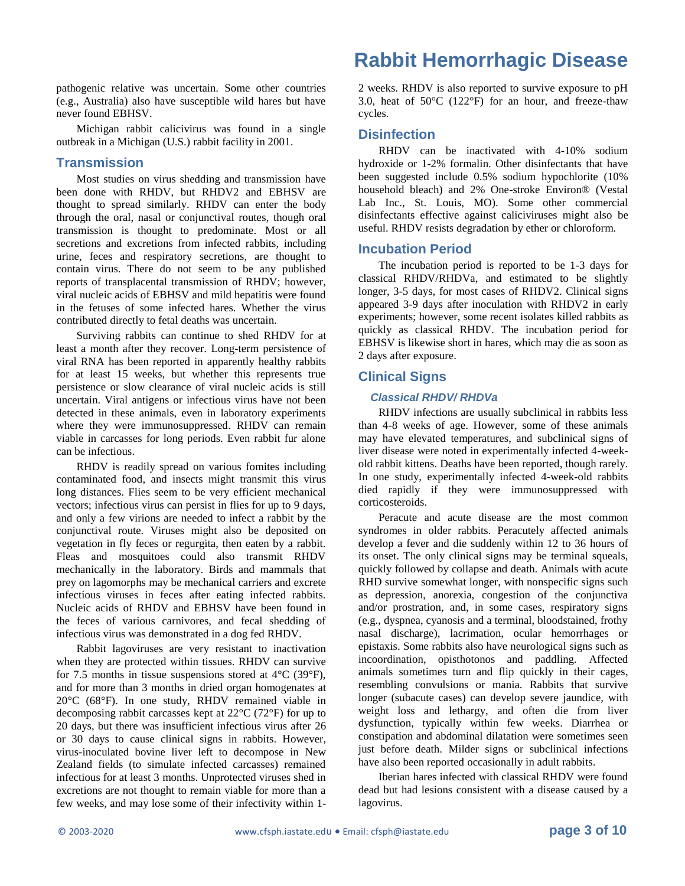pathogenic relative was uncertain. Some other countries (e.g., Australia) also have susceptible wild hares but have never found EBHSV.

Michigan rabbit calicivirus was found in a single outbreak in a Michigan (U.S.) rabbit facility in 2001.

## Transmission

Most studies on virus shedding and transmission have been done with RHDV, but RHDV2 and EBHSV are thought to spread similarly. RHDV can enter the body through the oral, nasal or conjunctival routes, though oral transmission is thought to predominate. Most or all secretions and excretions from infected rabbits, including urine, feces and respiratory secretions, are thought to contain virus. There do not seem to be any published reports of transplacental transmission of RHDV; however, viral nucleic acids of EBHSV and mild hepatitis were found in the fetuses of some infected hares. Whether the virus contributed directly to fetal deaths was uncertain.

Surviving rabbits can continue to shed RHDV for at least a month after they recover. Long-term persistence of viral RNA has been reported in apparently healthy rabbits for at least 15 weeks, but whether this represents true persistence or slow clearance of viral nucleic acids is still uncertain. Viral antigens or infectious virus have not been detected in these animals, even in laboratory experiments where they were immunosuppressed. RHDV can remain viable in carcasses for long periods. Even rabbit fur alone can be infectious.

RHDV is readily spread on various fomites including contaminated food, and insects might transmit this virus long distances. Flies seem to be very efficient mechanical vectors; infectious virus can persist in flies for up to 9 days, and only a few virions are needed to infect a rabbit by the conjunctival route. Viruses might also be deposited on vegetation in fly feces or regurgita, then eaten by a rabbit. Fleas and mosquitoes could also transmit RHDV mechanically in the laboratory. Birds and mammals that prey on lagomorphs may be mechanical carriers and excrete infectious viruses in feces after eating infected rabbits. Nucleic acids of RHDV and EBHSV have been found in the feces of various carnivores, and fecal shedding of infectious virus was demonstrated in a dog fed RHDV.

Rabbit lagoviruses are very resistant to inactivation when they are protected within tissues. RHDV can survive for 7.5 months in tissue suspensions stored at 4°C (39°F), and for more than 3 months in dried organ homogenates at 20°C (68°F). In one study, RHDV remained viable in decomposing rabbit carcasses kept at 22°C (72°F) for up to 20 days, but there was insufficient infectious virus after 26 or 30 days to cause clinical signs in rabbits. However, virus-inoculated bovine liver left to decompose in New Zealand fields (to simulate infected carcasses) remained infectious for at least 3 months. Unprotected viruses shed in excretions are not thought to remain viable for more than a few weeks, and may lose some of their infectivity within 1-2 weeks. RHDV is also reported to survive exposure to pH 3.0, heat of 50°C (122°F) for an hour, and freeze-thaw cycles.

## Disinfection

RHDV can be inactivated with 4-10% sodium hydroxide or 1-2% formalin. Other disinfectants that have been suggested include 0.5% sodium hypochlorite (10% household bleach) and 2% One-stroke Environ® (Vestal Lab Inc., St. Louis, MO). Some other commercial disinfectants effective against caliciviruses might also be useful. RHDV resists degradation by ether or chloroform.

## Incubation Period

The incubation period is reported to be 1-3 days for classical RHDV/RHDVa, and estimated to be slightly longer, 3-5 days, for most cases of RHDV2. Clinical signs appeared 3-9 days after inoculation with RHDV2 in early experiments; however, some recent isolates killed rabbits as quickly as classical RHDV. The incubation period for EBHSV is likewise short in hares, which may die as soon as 2 days after exposure.

## Clinical Signs

### *Classical RHDV/ RHDVa*

RHDV infections are usually subclinical in rabbits less than 4-8 weeks of age. However, some of these animals may have elevated temperatures, and subclinical signs of liver disease were noted in experimentally infected 4-week-old rabbit kittens. Deaths have been reported, though rarely. In one study, experimentally infected 4-week-old rabbits died rapidly if they were immunosuppressed with corticosteroids.

Peracute and acute disease are the most common syndromes in older rabbits. Peracutely affected animals develop a fever and die suddenly within 12 to 36 hours of its onset. The only clinical signs may be terminal squeals, quickly followed by collapse and death. Animals with acute RHD survive somewhat longer, with nonspecific signs such as depression, anorexia, congestion of the conjunctiva and/or prostration, and, in some cases, respiratory signs (e.g., dyspnea, cyanosis and a terminal, bloodstained, frothy nasal discharge), lacrimation, ocular hemorrhages or epistaxis. Some rabbits also have neurological signs such as incoordination, opisthotonos and paddling. Affected animals sometimes turn and flip quickly in their cages, resembling convulsions or mania. Rabbits that survive longer (subacute cases) can develop severe jaundice, with weight loss and lethargy, and often die from liver dysfunction, typically within few weeks. Diarrhea or constipation and abdominal dilatation were sometimes seen just before death. Milder signs or subclinical infections have also been reported occasionally in adult rabbits.

Iberian hares infected with classical RHDV were found dead but had lesions consistent with a disease caused by a lagovirus.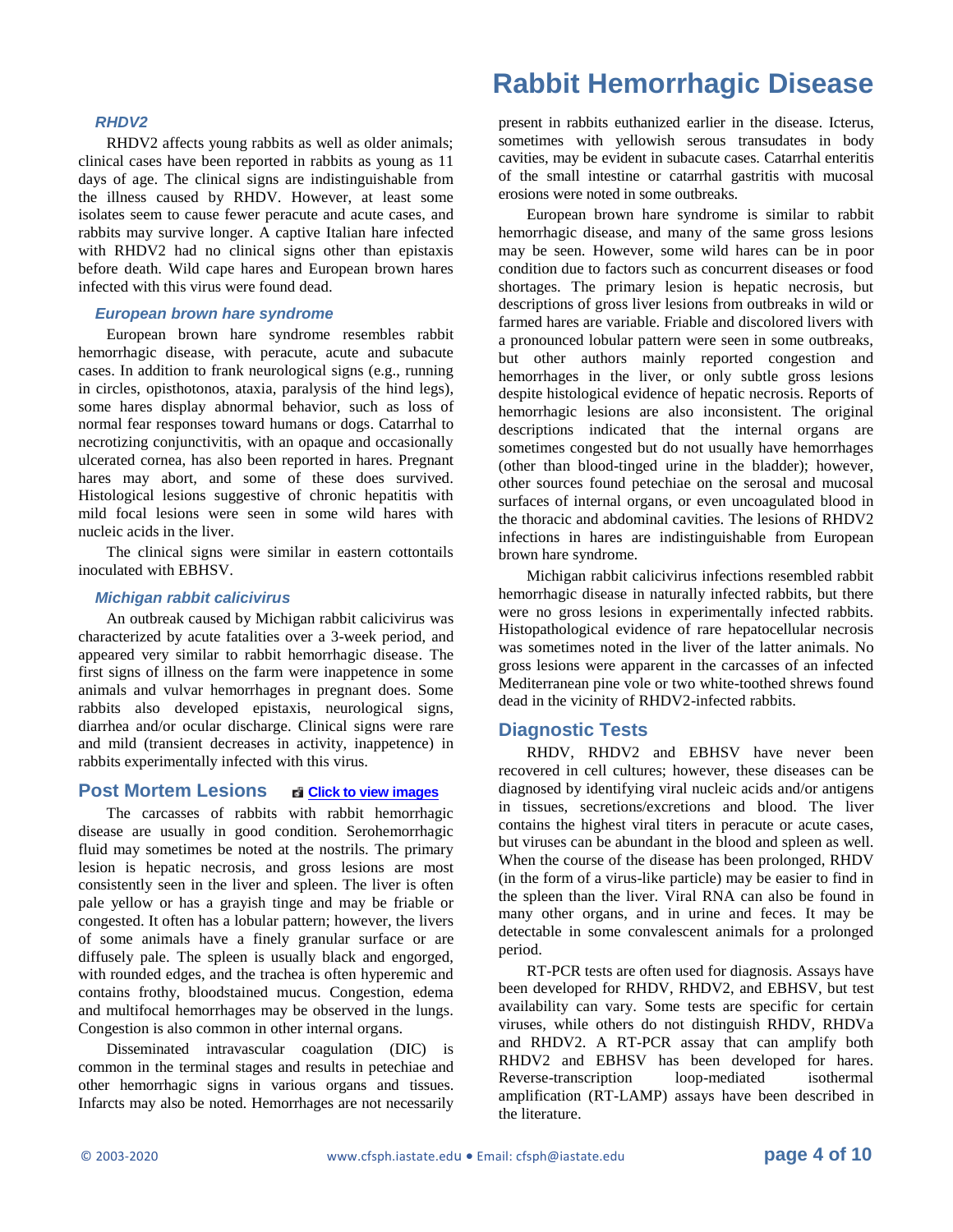### RHDV2

RHDV2 affects young rabbits as well as older animals; clinical cases have been reported in rabbits as young as 11 days of age. The clinical signs are indistinguishable from the illness caused by RHDV. However, at least some isolates seem to cause fewer peracute and acute cases, and rabbits may survive longer. A captive Italian hare infected with RHDV2 had no clinical signs other than epistaxis before death. Wild cape hares and European brown hares infected with this virus were found dead.

### European brown hare syndrome

European brown hare syndrome resembles rabbit hemorrhagic disease, with peracute, acute and subacute cases. In addition to frank neurological signs (e.g., running in circles, opisthotonos, ataxia, paralysis of the hind legs), some hares display abnormal behavior, such as loss of normal fear responses toward humans or dogs. Catarrhal to necrotizing conjunctivitis, with an opaque and occasionally ulcerated cornea, has also been reported in hares. Pregnant hares may abort, and some of these does survived. Histological lesions suggestive of chronic hepatitis with mild focal lesions were seen in some wild hares with nucleic acids in the liver.

The clinical signs were similar in eastern cottontails inoculated with EBHSV.

### Michigan rabbit calicivirus

An outbreak caused by Michigan rabbit calicivirus was characterized by acute fatalities over a 3-week period, and appeared very similar to rabbit hemorrhagic disease. The first signs of illness on the farm were inappetence in some animals and vulvar hemorrhages in pregnant does. Some rabbits also developed epistaxis, neurological signs, diarrhea and/or ocular discharge. Clinical signs were rare and mild (transient decreases in activity, inappetence) in rabbits experimentally infected with this virus.

## Post Mortem Lesions

Click to view images

The carcasses of rabbits with rabbit hemorrhagic disease are usually in good condition. Serohemorrhagic fluid may sometimes be noted at the nostrils. The primary lesion is hepatic necrosis, and gross lesions are most consistently seen in the liver and spleen. The liver is often pale yellow or has a grayish tinge and may be friable or congested. It often has a lobular pattern; however, the livers of some animals have a finely granular surface or are diffusely pale. The spleen is usually black and engorged, with rounded edges, and the trachea is often hyperemic and contains frothy, bloodstained mucus. Congestion, edema and multifocal hemorrhages may be observed in the lungs. Congestion is also common in other internal organs.

Disseminated intravascular coagulation (DIC) is common in the terminal stages and results in petechiae and other hemorrhagic signs in various organs and tissues. Infarcts may also be noted. Hemorrhages are not necessarily present in rabbits euthanized earlier in the disease. Icterus, sometimes with yellowish serous transudates in body cavities, may be evident in subacute cases. Catarrhal enteritis of the small intestine or catarrhal gastritis with mucosal erosions were noted in some outbreaks.

European brown hare syndrome is similar to rabbit hemorrhagic disease, and many of the same gross lesions may be seen. However, some wild hares can be in poor condition due to factors such as concurrent diseases or food shortages. The primary lesion is hepatic necrosis, but descriptions of gross liver lesions from outbreaks in wild or farmed hares are variable. Friable and discolored livers with a pronounced lobular pattern were seen in some outbreaks, but other authors mainly reported congestion and hemorrhages in the liver, or only subtle gross lesions despite histological evidence of hepatic necrosis. Reports of hemorrhagic lesions are also inconsistent. The original descriptions indicated that the internal organs are sometimes congested but do not usually have hemorrhages (other than blood-tinged urine in the bladder); however, other sources found petechiae on the serosal and mucosal surfaces of internal organs, or even uncoagulated blood in the thoracic and abdominal cavities. The lesions of RHDV2 infections in hares are indistinguishable from European brown hare syndrome.

Michigan rabbit calicivirus infections resembled rabbit hemorrhagic disease in naturally infected rabbits, but there were no gross lesions in experimentally infected rabbits. Histopathological evidence of rare hepatocellular necrosis was sometimes noted in the liver of the latter animals. No gross lesions were apparent in the carcasses of an infected Mediterranean pine vole or two white-toothed shrews found dead in the vicinity of RHDV2-infected rabbits.

## Diagnostic Tests

RHDV, RHDV2 and EBHSV have never been recovered in cell cultures; however, these diseases can be diagnosed by identifying viral nucleic acids and/or antigens in tissues, secretions/excretions and blood. The liver contains the highest viral titers in peracute or acute cases, but viruses can be abundant in the blood and spleen as well. When the course of the disease has been prolonged, RHDV (in the form of a virus-like particle) may be easier to find in the spleen than the liver. Viral RNA can also be found in many other organs, and in urine and feces. It may be detectable in some convalescent animals for a prolonged period.

RT-PCR tests are often used for diagnosis. Assays have been developed for RHDV, RHDV2, and EBHSV, but test availability can vary. Some tests are specific for certain viruses, while others do not distinguish RHDV, RHDVa and RHDV2. A RT-PCR assay that can amplify both RHDV2 and EBHSV has been developed for hares. Reverse-transcription loop-mediated isothermal amplification (RT-LAMP) assays have been described in the literature.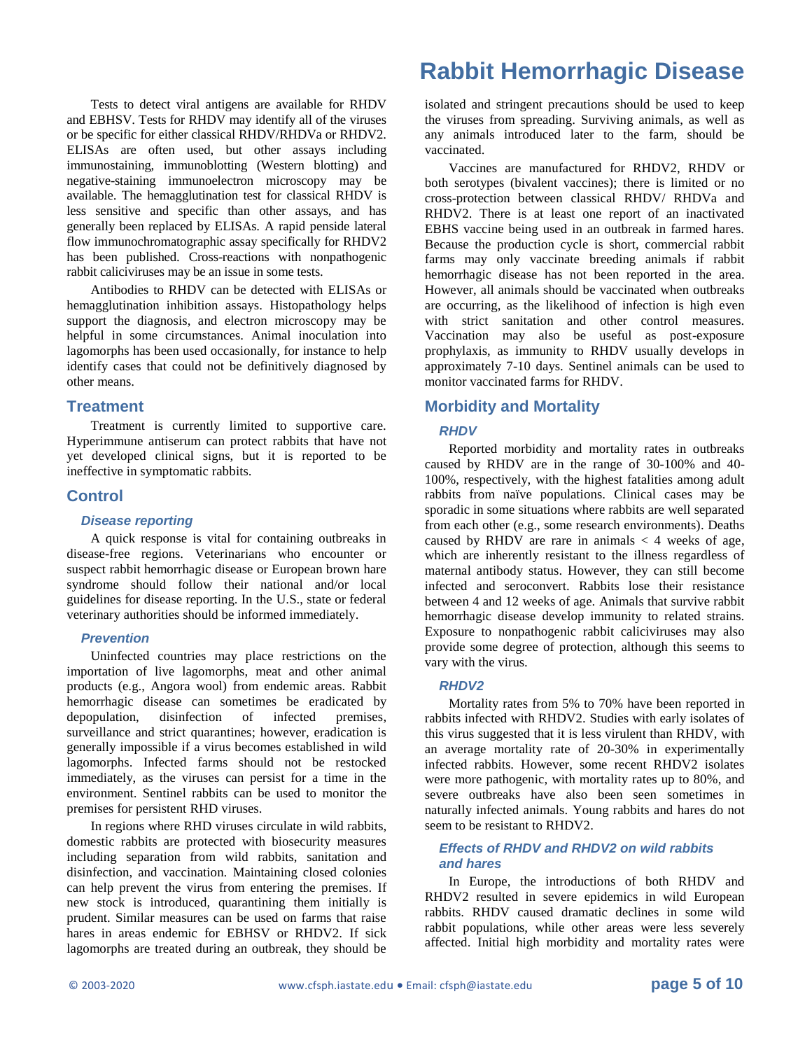Tests to detect viral antigens are available for RHDV and EBHSV. Tests for RHDV may identify all of the viruses or be specific for either classical RHDV/RHDVa or RHDV2. ELISAs are often used, but other assays including immunostaining, immunoblotting (Western blotting) and negative-staining immunoelectron microscopy may be available. The hemagglutination test for classical RHDV is less sensitive and specific than other assays, and has generally been replaced by ELISAs. A rapid penside lateral flow immunochromatographic assay specifically for RHDV2 has been published. Cross-reactions with nonpathogenic rabbit caliciviruses may be an issue in some tests.

Antibodies to RHDV can be detected with ELISAs or hemagglutination inhibition assays. Histopathology helps support the diagnosis, and electron microscopy may be helpful in some circumstances. Animal inoculation into lagomorphs has been used occasionally, for instance to help identify cases that could not be definitively diagnosed by other means.

## Treatment

Treatment is currently limited to supportive care. Hyperimmune antiserum can protect rabbits that have not yet developed clinical signs, but it is reported to be ineffective in symptomatic rabbits.

## Control

### *Disease reporting*

A quick response is vital for containing outbreaks in disease-free regions. Veterinarians who encounter or suspect rabbit hemorrhagic disease or European brown hare syndrome should follow their national and/or local guidelines for disease reporting. In the U.S., state or federal veterinary authorities should be informed immediately.

### *Prevention*

Uninfected countries may place restrictions on the importation of live lagomorphs, meat and other animal products (e.g., Angora wool) from endemic areas. Rabbit hemorrhagic disease can sometimes be eradicated by depopulation, disinfection of infected premises, surveillance and strict quarantines; however, eradication is generally impossible if a virus becomes established in wild lagomorphs. Infected farms should not be restocked immediately, as the viruses can persist for a time in the environment. Sentinel rabbits can be used to monitor the premises for persistent RHD viruses.

In regions where RHD viruses circulate in wild rabbits, domestic rabbits are protected with biosecurity measures including separation from wild rabbits, sanitation and disinfection, and vaccination. Maintaining closed colonies can help prevent the virus from entering the premises. If new stock is introduced, quarantining them initially is prudent. Similar measures can be used on farms that raise hares in areas endemic for EBHSV or RHDV2. If sick lagomorphs are treated during an outbreak, they should be isolated and stringent precautions should be used to keep the viruses from spreading. Surviving animals, as well as any animals introduced later to the farm, should be vaccinated.

Vaccines are manufactured for RHDV2, RHDV or both serotypes (bivalent vaccines); there is limited or no cross-protection between classical RHDV/ RHDVa and RHDV2. There is at least one report of an inactivated EBHS vaccine being used in an outbreak in farmed hares. Because the production cycle is short, commercial rabbit farms may only vaccinate breeding animals if rabbit hemorrhagic disease has not been reported in the area. However, all animals should be vaccinated when outbreaks are occurring, as the likelihood of infection is high even with strict sanitation and other control measures. Vaccination may also be useful as post-exposure prophylaxis, as immunity to RHDV usually develops in approximately 7-10 days. Sentinel animals can be used to monitor vaccinated farms for RHDV.

## Morbidity and Mortality

### *RHDV*

Reported morbidity and mortality rates in outbreaks caused by RHDV are in the range of 30-100% and 40-100%, respectively, with the highest fatalities among adult rabbits from naïve populations. Clinical cases may be sporadic in some situations where rabbits are well separated from each other (e.g., some research environments). Deaths caused by RHDV are rare in animals < 4 weeks of age, which are inherently resistant to the illness regardless of maternal antibody status. However, they can still become infected and seroconvert. Rabbits lose their resistance between 4 and 12 weeks of age. Animals that survive rabbit hemorrhagic disease develop immunity to related strains. Exposure to nonpathogenic rabbit caliciviruses may also provide some degree of protection, although this seems to vary with the virus.

### *RHDV2*

Mortality rates from 5% to 70% have been reported in rabbits infected with RHDV2. Studies with early isolates of this virus suggested that it is less virulent than RHDV, with an average mortality rate of 20-30% in experimentally infected rabbits. However, some recent RHDV2 isolates were more pathogenic, with mortality rates up to 80%, and severe outbreaks have also been seen sometimes in naturally infected animals. Young rabbits and hares do not seem to be resistant to RHDV2.

### *Effects of RHDV and RHDV2 on wild rabbits and hares*

In Europe, the introductions of both RHDV and RHDV2 resulted in severe epidemics in wild European rabbits. RHDV caused dramatic declines in some wild rabbit populations, while other areas were less severely affected. Initial high morbidity and mortality rates were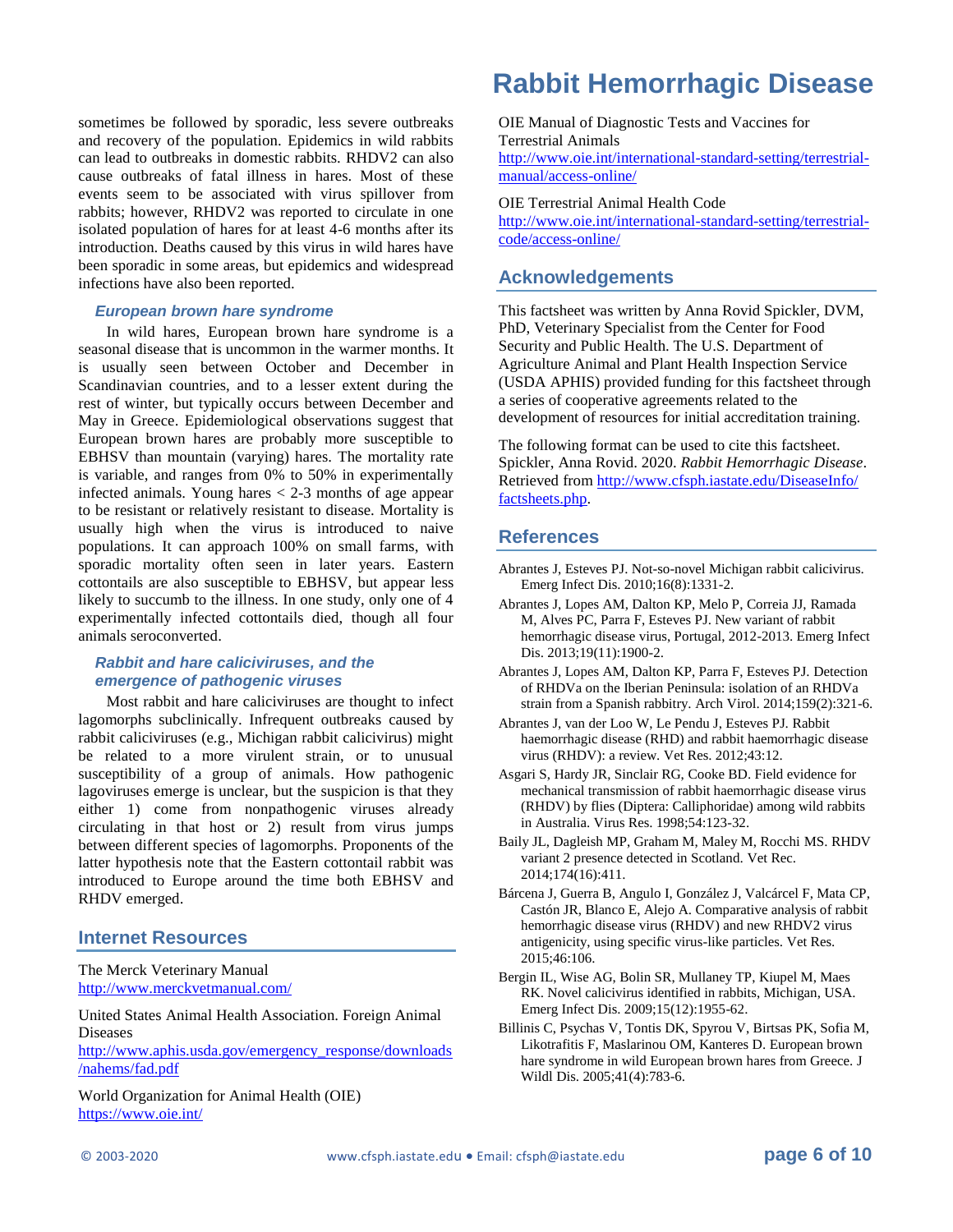sometimes be followed by sporadic, less severe outbreaks and recovery of the population. Epidemics in wild rabbits can lead to outbreaks in domestic rabbits. RHDV2 can also cause outbreaks of fatal illness in hares. Most of these events seem to be associated with virus spillover from rabbits; however, RHDV2 was reported to circulate in one isolated population of hares for at least 4-6 months after its introduction. Deaths caused by this virus in wild hares have been sporadic in some areas, but epidemics and widespread infections have also been reported.

### European brown hare syndrome

In wild hares, European brown hare syndrome is a seasonal disease that is uncommon in the warmer months. It is usually seen between October and December in Scandinavian countries, and to a lesser extent during the rest of winter, but typically occurs between December and May in Greece. Epidemiological observations suggest that European brown hares are probably more susceptible to EBHSV than mountain (varying) hares. The mortality rate is variable, and ranges from 0% to 50% in experimentally infected animals. Young hares < 2-3 months of age appear to be resistant or relatively resistant to disease. Mortality is usually high when the virus is introduced to naive populations. It can approach 100% on small farms, with sporadic mortality often seen in later years. Eastern cottontails are also susceptible to EBHSV, but appear less likely to succumb to the illness. In one study, only one of 4 experimentally infected cottontails died, though all four animals seroconverted.

### Rabbit and hare caliciviruses, and the emergence of pathogenic viruses

Most rabbit and hare caliciviruses are thought to infect lagomorphs subclinically. Infrequent outbreaks caused by rabbit caliciviruses (e.g., Michigan rabbit calicivirus) might be related to a more virulent strain, or to unusual susceptibility of a group of animals. How pathogenic lagoviruses emerge is unclear, but the suspicion is that they either 1) come from nonpathogenic viruses already circulating in that host or 2) result from virus jumps between different species of lagomorphs. Proponents of the latter hypothesis note that the Eastern cottontail rabbit was introduced to Europe around the time both EBHSV and RHDV emerged.

## Internet Resources

The Merck Veterinary Manual
http://www.merckvetmanual.com/

United States Animal Health Association. Foreign Animal Diseases
http://www.aphis.usda.gov/emergency_response/downloads/nahems/fad.pdf

World Organization for Animal Health (OIE)
https://www.oie.int/

OIE Manual of Diagnostic Tests and Vaccines for Terrestrial Animals
http://www.oie.int/international-standard-setting/terrestrial-manual/access-online/

OIE Terrestrial Animal Health Code
http://www.oie.int/international-standard-setting/terrestrial-code/access-online/

## Acknowledgements

This factsheet was written by Anna Rovid Spickler, DVM, PhD, Veterinary Specialist from the Center for Food Security and Public Health. The U.S. Department of Agriculture Animal and Plant Health Inspection Service (USDA APHIS) provided funding for this factsheet through a series of cooperative agreements related to the development of resources for initial accreditation training.

The following format can be used to cite this factsheet. Spickler, Anna Rovid. 2020. *Rabbit Hemorrhagic Disease*. Retrieved from http://www.cfsph.iastate.edu/DiseaseInfo/factsheets.php.

## References

Abrantes J, Esteves PJ. Not-so-novel Michigan rabbit calicivirus. Emerg Infect Dis. 2010;16(8):1331-2.

Abrantes J, Lopes AM, Dalton KP, Melo P, Correia JJ, Ramada M, Alves PC, Parra F, Esteves PJ. New variant of rabbit hemorrhagic disease virus, Portugal, 2012-2013. Emerg Infect Dis. 2013;19(11):1900-2.

Abrantes J, Lopes AM, Dalton KP, Parra F, Esteves PJ. Detection of RHDVa on the Iberian Peninsula: isolation of an RHDVa strain from a Spanish rabbitry. Arch Virol. 2014;159(2):321-6.

Abrantes J, van der Loo W, Le Pendu J, Esteves PJ. Rabbit haemorrhagic disease (RHD) and rabbit haemorrhagic disease virus (RHDV): a review. Vet Res. 2012;43:12.

Asgari S, Hardy JR, Sinclair RG, Cooke BD. Field evidence for mechanical transmission of rabbit haemorrhagic disease virus (RHDV) by flies (Diptera: Calliphoridae) among wild rabbits in Australia. Virus Res. 1998;54:123-32.

Baily JL, Dagleish MP, Graham M, Maley M, Rocchi MS. RHDV variant 2 presence detected in Scotland. Vet Rec. 2014;174(16):411.

Bárcena J, Guerra B, Angulo I, González J, Valcárcel F, Mata CP, Castón JR, Blanco E, Alejo A. Comparative analysis of rabbit hemorrhagic disease virus (RHDV) and new RHDV2 virus antigenicity, using specific virus-like particles. Vet Res. 2015;46:106.

Bergin IL, Wise AG, Bolin SR, Mullaney TP, Kiupel M, Maes RK. Novel calicivirus identified in rabbits, Michigan, USA. Emerg Infect Dis. 2009;15(12):1955-62.

Billinis C, Psychas V, Tontis DK, Spyrou V, Birtsas PK, Sofia M, Likotrafitis F, Maslarinou OM, Kanteres D. European brown hare syndrome in wild European brown hares from Greece. J Wildl Dis. 2005;41(4):783-6.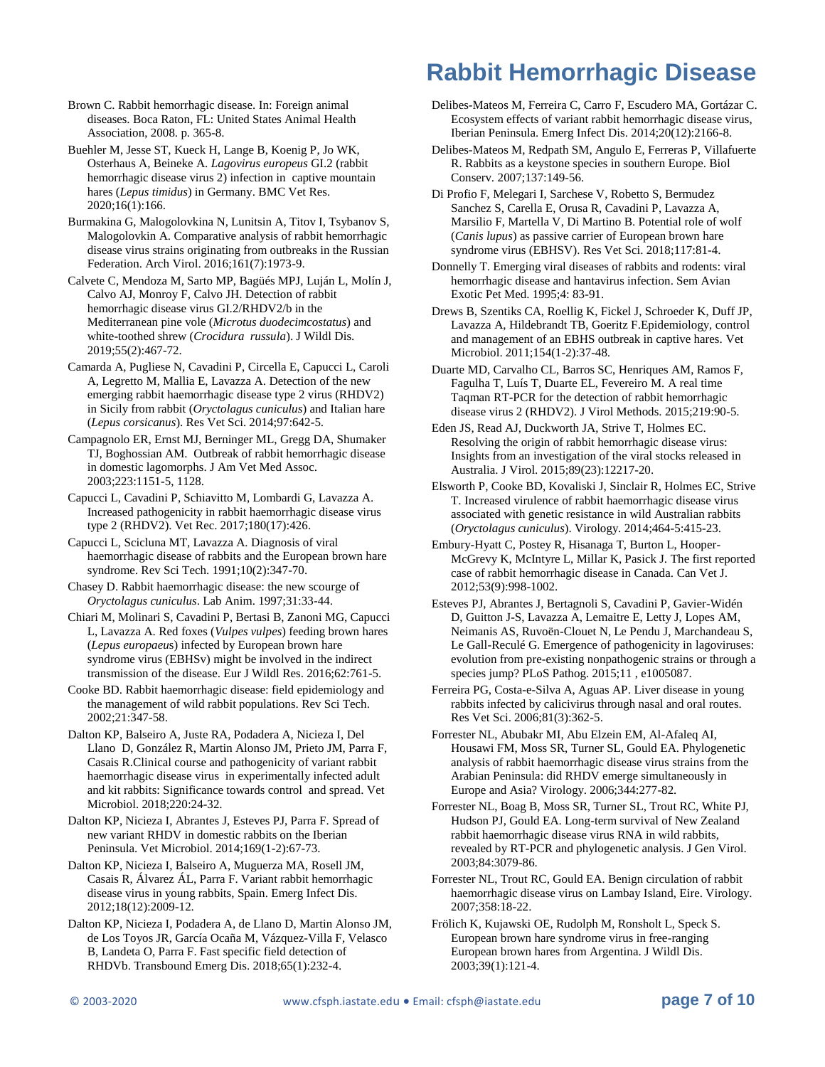Brown C. Rabbit hemorrhagic disease. In: Foreign animal diseases. Boca Raton, FL: United States Animal Health Association, 2008. p. 365-8.

Buehler M, Jesse ST, Kueck H, Lange B, Koenig P, Jo WK, Osterhaus A, Beineke A. *Lagovirus europeus* GI.2 (rabbit hemorrhagic disease virus 2) infection in captive mountain hares (*Lepus timidus*) in Germany. BMC Vet Res. 2020;16(1):166.

Burmakina G, Malogolovkina N, Lunitsin A, Titov I, Tsybanov S, Malogolovkin A. Comparative analysis of rabbit hemorrhagic disease virus strains originating from outbreaks in the Russian Federation. Arch Virol. 2016;161(7):1973-9.

Calvete C, Mendoza M, Sarto MP, Bagüés MPJ, Luján L, Molín J, Calvo AJ, Monroy F, Calvo JH. Detection of rabbit hemorrhagic disease virus GI.2/RHDV2/b in the Mediterranean pine vole (*Microtus duodecimcostatus*) and white-toothed shrew (*Crocidura russula*). J Wildl Dis. 2019;55(2):467-72.

Camarda A, Pugliese N, Cavadini P, Circella E, Capucci L, Caroli A, Legretto M, Mallia E, Lavazza A. Detection of the new emerging rabbit haemorrhagic disease type 2 virus (RHDV2) in Sicily from rabbit (*Oryctolagus cuniculus*) and Italian hare (*Lepus corsicanus*). Res Vet Sci. 2014;97:642-5.

Campagnolo ER, Ernst MJ, Berninger ML, Gregg DA, Shumaker TJ, Boghossian AM. Outbreak of rabbit hemorrhagic disease in domestic lagomorphs. J Am Vet Med Assoc. 2003;223:1151-5, 1128.

Capucci L, Cavadini P, Schiavitto M, Lombardi G, Lavazza A. Increased pathogenicity in rabbit haemorrhagic disease virus type 2 (RHDV2). Vet Rec. 2017;180(17):426.

Capucci L, Scicluna MT, Lavazza A. Diagnosis of viral haemorrhagic disease of rabbits and the European brown hare syndrome. Rev Sci Tech. 1991;10(2):347-70.

Chasey D. Rabbit haemorrhagic disease: the new scourge of *Oryctolagus cuniculus*. Lab Anim. 1997;31:33-44.

Chiari M, Molinari S, Cavadini P, Bertasi B, Zanoni MG, Capucci L, Lavazza A. Red foxes (*Vulpes vulpes*) feeding brown hares (*Lepus europaeus*) infected by European brown hare syndrome virus (EBHSv) might be involved in the indirect transmission of the disease. Eur J Wildl Res. 2016;62:761-5.

Cooke BD. Rabbit haemorrhagic disease: field epidemiology and the management of wild rabbit populations. Rev Sci Tech. 2002;21:347-58.

Dalton KP, Balseiro A, Juste RA, Podadera A, Nicieza I, Del Llano D, González R, Martin Alonso JM, Prieto JM, Parra F, Casais R.Clinical course and pathogenicity of variant rabbit haemorrhagic disease virus in experimentally infected adult and kit rabbits: Significance towards control and spread. Vet Microbiol. 2018;220:24-32.

Dalton KP, Nicieza I, Abrantes J, Esteves PJ, Parra F. Spread of new variant RHDV in domestic rabbits on the Iberian Peninsula. Vet Microbiol. 2014;169(1-2):67-73.

Dalton KP, Nicieza I, Balseiro A, Muguerza MA, Rosell JM, Casais R, Álvarez ÁL, Parra F. Variant rabbit hemorrhagic disease virus in young rabbits, Spain. Emerg Infect Dis. 2012;18(12):2009-12.

Dalton KP, Nicieza I, Podadera A, de Llano D, Martin Alonso JM, de Los Toyos JR, García Ocaña M, Vázquez-Villa F, Velasco B, Landeta O, Parra F. Fast specific field detection of RHDVb. Transbound Emerg Dis. 2018;65(1):232-4.

Delibes-Mateos M, Ferreira C, Carro F, Escudero MA, Gortázar C. Ecosystem effects of variant rabbit hemorrhagic disease virus, Iberian Peninsula. Emerg Infect Dis. 2014;20(12):2166-8.

Delibes-Mateos M, Redpath SM, Angulo E, Ferreras P, Villafuerte R. Rabbits as a keystone species in southern Europe. Biol Conserv. 2007;137:149-56.

Di Profio F, Melegari I, Sarchese V, Robetto S, Bermudez Sanchez S, Carella E, Orusa R, Cavadini P, Lavazza A, Marsilio F, Martella V, Di Martino B. Potential role of wolf (*Canis lupus*) as passive carrier of European brown hare syndrome virus (EBHSV). Res Vet Sci. 2018;117:81-4.

Donnelly T. Emerging viral diseases of rabbits and rodents: viral hemorrhagic disease and hantavirus infection. Sem Avian Exotic Pet Med. 1995;4: 83-91.

Drews B, Szentiks CA, Roellig K, Fickel J, Schroeder K, Duff JP, Lavazza A, Hildebrandt TB, Goeritz F.Epidemiology, control and management of an EBHS outbreak in captive hares. Vet Microbiol. 2011;154(1-2):37-48.

Duarte MD, Carvalho CL, Barros SC, Henriques AM, Ramos F, Fagulha T, Luís T, Duarte EL, Fevereiro M. A real time Taqman RT-PCR for the detection of rabbit hemorrhagic disease virus 2 (RHDV2). J Virol Methods. 2015;219:90-5.

Eden JS, Read AJ, Duckworth JA, Strive T, Holmes EC. Resolving the origin of rabbit hemorrhagic disease virus: Insights from an investigation of the viral stocks released in Australia. J Virol. 2015;89(23):12217-20.

Elsworth P, Cooke BD, Kovaliski J, Sinclair R, Holmes EC, Strive T. Increased virulence of rabbit haemorrhagic disease virus associated with genetic resistance in wild Australian rabbits (*Oryctolagus cuniculus*). Virology. 2014;464-5:415-23.

Embury-Hyatt C, Postey R, Hisanaga T, Burton L, Hooper-McGrevy K, McIntyre L, Millar K, Pasick J. The first reported case of rabbit hemorrhagic disease in Canada. Can Vet J. 2012;53(9):998-1002.

Esteves PJ, Abrantes J, Bertagnoli S, Cavadini P, Gavier-Widén D, Guitton J-S, Lavazza A, Lemaitre E, Letty J, Lopes AM, Neimanis AS, Ruvoën-Clouet N, Le Pendu J, Marchandeau S, Le Gall-Reculé G. Emergence of pathogenicity in lagoviruses: evolution from pre-existing nonpathogenic strains or through a species jump? PLoS Pathog. 2015;11 , e1005087.

Ferreira PG, Costa-e-Silva A, Aguas AP. Liver disease in young rabbits infected by calicivirus through nasal and oral routes. Res Vet Sci. 2006;81(3):362-5.

Forrester NL, Abubakr MI, Abu Elzein EM, Al-Afaleq AI, Housawi FM, Moss SR, Turner SL, Gould EA. Phylogenetic analysis of rabbit haemorrhagic disease virus strains from the Arabian Peninsula: did RHDV emerge simultaneously in Europe and Asia? Virology. 2006;344:277-82.

Forrester NL, Boag B, Moss SR, Turner SL, Trout RC, White PJ, Hudson PJ, Gould EA. Long-term survival of New Zealand rabbit haemorrhagic disease virus RNA in wild rabbits, revealed by RT-PCR and phylogenetic analysis. J Gen Virol. 2003;84:3079-86.

Forrester NL, Trout RC, Gould EA. Benign circulation of rabbit haemorrhagic disease virus on Lambay Island, Eire. Virology. 2007;358:18-22.

Frölich K, Kujawski OE, Rudolph M, Ronsholt L, Speck S. European brown hare syndrome virus in free-ranging European brown hares from Argentina. J Wildl Dis. 2003;39(1):121-4.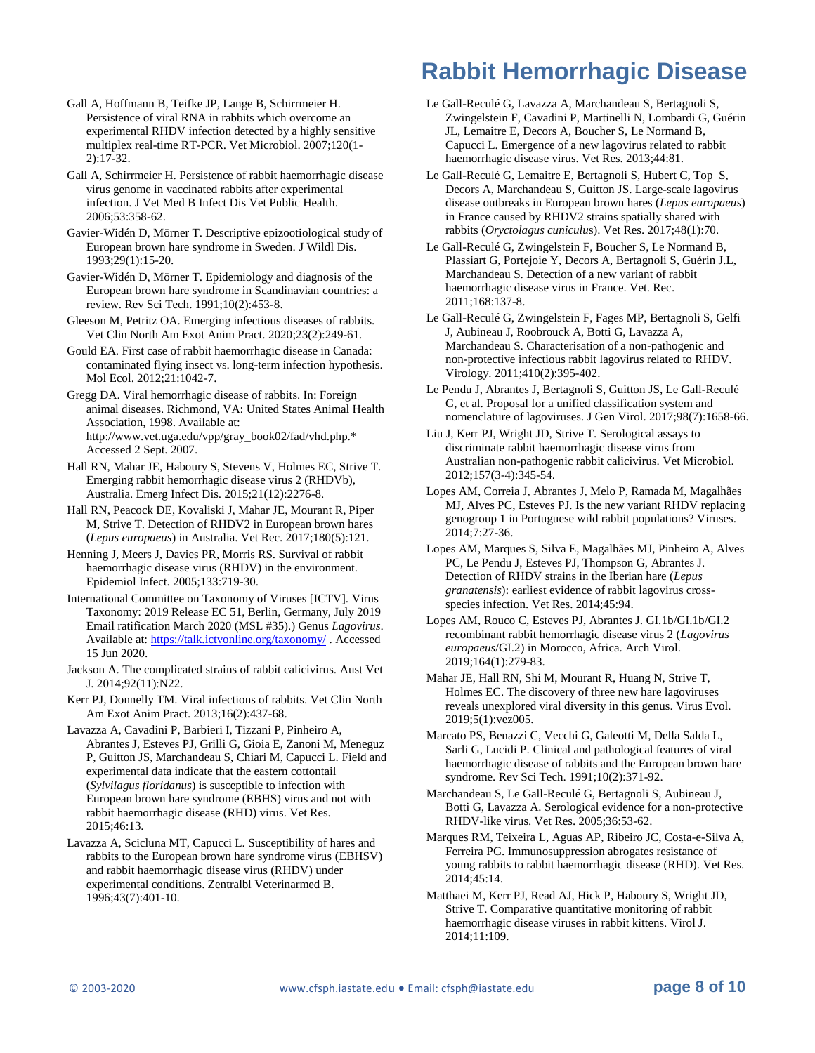Gall A, Hoffmann B, Teifke JP, Lange B, Schirrmeier H. Persistence of viral RNA in rabbits which overcome an experimental RHDV infection detected by a highly sensitive multiplex real-time RT-PCR. Vet Microbiol. 2007;120(1-2):17-32.

Gall A, Schirrmeier H. Persistence of rabbit haemorrhagic disease virus genome in vaccinated rabbits after experimental infection. J Vet Med B Infect Dis Vet Public Health. 2006;53:358-62.

Gavier-Widén D, Mörner T. Descriptive epizootiological study of European brown hare syndrome in Sweden. J Wildl Dis. 1993;29(1):15-20.

Gavier-Widén D, Mörner T. Epidemiology and diagnosis of the European brown hare syndrome in Scandinavian countries: a review. Rev Sci Tech. 1991;10(2):453-8.

Gleeson M, Petritz OA. Emerging infectious diseases of rabbits. Vet Clin North Am Exot Anim Pract. 2020;23(2):249-61.

Gould EA. First case of rabbit haemorrhagic disease in Canada: contaminated flying insect vs. long-term infection hypothesis. Mol Ecol. 2012;21:1042-7.

Gregg DA. Viral hemorrhagic disease of rabbits. In: Foreign animal diseases. Richmond, VA: United States Animal Health Association, 1998. Available at: http://www.vet.uga.edu/vpp/gray_book02/fad/vhd.php.* Accessed 2 Sept. 2007.

Hall RN, Mahar JE, Haboury S, Stevens V, Holmes EC, Strive T. Emerging rabbit hemorrhagic disease virus 2 (RHDVb), Australia. Emerg Infect Dis. 2015;21(12):2276-8.

Hall RN, Peacock DE, Kovaliski J, Mahar JE, Mourant R, Piper M, Strive T. Detection of RHDV2 in European brown hares (*Lepus europaeus*) in Australia. Vet Rec. 2017;180(5):121.

Henning J, Meers J, Davies PR, Morris RS. Survival of rabbit haemorrhagic disease virus (RHDV) in the environment. Epidemiol Infect. 2005;133:719-30.

International Committee on Taxonomy of Viruses [ICTV]. Virus Taxonomy: 2019 Release EC 51, Berlin, Germany, July 2019 Email ratification March 2020 (MSL #35).) Genus *Lagovirus*. Available at: https://talk.ictvonline.org/taxonomy/ . Accessed 15 Jun 2020.

Jackson A. The complicated strains of rabbit calicivirus. Aust Vet J. 2014;92(11):N22.

Kerr PJ, Donnelly TM. Viral infections of rabbits. Vet Clin North Am Exot Anim Pract. 2013;16(2):437-68.

Lavazza A, Cavadini P, Barbieri I, Tizzani P, Pinheiro A, Abrantes J, Esteves PJ, Grilli G, Gioia E, Zanoni M, Meneguz P, Guitton JS, Marchandeau S, Chiari M, Capucci L. Field and experimental data indicate that the eastern cottontail (*Sylvilagus floridanus*) is susceptible to infection with European brown hare syndrome (EBHS) virus and not with rabbit haemorrhagic disease (RHD) virus. Vet Res. 2015;46:13.

Lavazza A, Scicluna MT, Capucci L. Susceptibility of hares and rabbits to the European brown hare syndrome virus (EBHSV) and rabbit haemorrhagic disease virus (RHDV) under experimental conditions. Zentralbl Veterinarmed B. 1996;43(7):401-10.

Le Gall-Reculé G, Lavazza A, Marchandeau S, Bertagnoli S, Zwingelstein F, Cavadini P, Martinelli N, Lombardi G, Guérin JL, Lemaitre E, Decors A, Boucher S, Le Normand B, Capucci L. Emergence of a new lagovirus related to rabbit haemorrhagic disease virus. Vet Res. 2013;44:81.

Le Gall-Reculé G, Lemaitre E, Bertagnoli S, Hubert C, Top S, Decors A, Marchandeau S, Guitton JS. Large-scale lagovirus disease outbreaks in European brown hares (*Lepus europaeus*) in France caused by RHDV2 strains spatially shared with rabbits (*Oryctolagus cuniculus*). Vet Res. 2017;48(1):70.

Le Gall-Reculé G, Zwingelstein F, Boucher S, Le Normand B, Plassiart G, Portejoie Y, Decors A, Bertagnoli S, Guérin J.L, Marchandeau S. Detection of a new variant of rabbit haemorrhagic disease virus in France. Vet. Rec. 2011;168:137-8.

Le Gall-Reculé G, Zwingelstein F, Fages MP, Bertagnoli S, Gelfi J, Aubineau J, Roobrouck A, Botti G, Lavazza A, Marchandeau S. Characterisation of a non-pathogenic and non-protective infectious rabbit lagovirus related to RHDV. Virology. 2011;410(2):395-402.

Le Pendu J, Abrantes J, Bertagnoli S, Guitton JS, Le Gall-Reculé G, et al. Proposal for a unified classification system and nomenclature of lagoviruses. J Gen Virol. 2017;98(7):1658-66.

Liu J, Kerr PJ, Wright JD, Strive T. Serological assays to discriminate rabbit haemorrhagic disease virus from Australian non-pathogenic rabbit calicivirus. Vet Microbiol. 2012;157(3-4):345-54.

Lopes AM, Correia J, Abrantes J, Melo P, Ramada M, Magalhães MJ, Alves PC, Esteves PJ. Is the new variant RHDV replacing genogroup 1 in Portuguese wild rabbit populations? Viruses. 2014;7:27-36.

Lopes AM, Marques S, Silva E, Magalhães MJ, Pinheiro A, Alves PC, Le Pendu J, Esteves PJ, Thompson G, Abrantes J. Detection of RHDV strains in the Iberian hare (*Lepus granatensis*): earliest evidence of rabbit lagovirus cross-species infection. Vet Res. 2014;45:94.

Lopes AM, Rouco C, Esteves PJ, Abrantes J. GI.1b/GI.1b/GI.2 recombinant rabbit hemorrhagic disease virus 2 (*Lagovirus europaeus*/GI.2) in Morocco, Africa. Arch Virol. 2019;164(1):279-83.

Mahar JE, Hall RN, Shi M, Mourant R, Huang N, Strive T, Holmes EC. The discovery of three new hare lagoviruses reveals unexplored viral diversity in this genus. Virus Evol. 2019;5(1):vez005.

Marcato PS, Benazzi C, Vecchi G, Galeotti M, Della Salda L, Sarli G, Lucidi P. Clinical and pathological features of viral haemorrhagic disease of rabbits and the European brown hare syndrome. Rev Sci Tech. 1991;10(2):371-92.

Marchandeau S, Le Gall-Reculé G, Bertagnoli S, Aubineau J, Botti G, Lavazza A. Serological evidence for a non-protective RHDV-like virus. Vet Res. 2005;36:53-62.

Marques RM, Teixeira L, Aguas AP, Ribeiro JC, Costa-e-Silva A, Ferreira PG. Immunosuppression abrogates resistance of young rabbits to rabbit haemorrhagic disease (RHD). Vet Res. 2014;45:14.

Matthaei M, Kerr PJ, Read AJ, Hick P, Haboury S, Wright JD, Strive T. Comparative quantitative monitoring of rabbit haemorrhagic disease viruses in rabbit kittens. Virol J. 2014;11:109.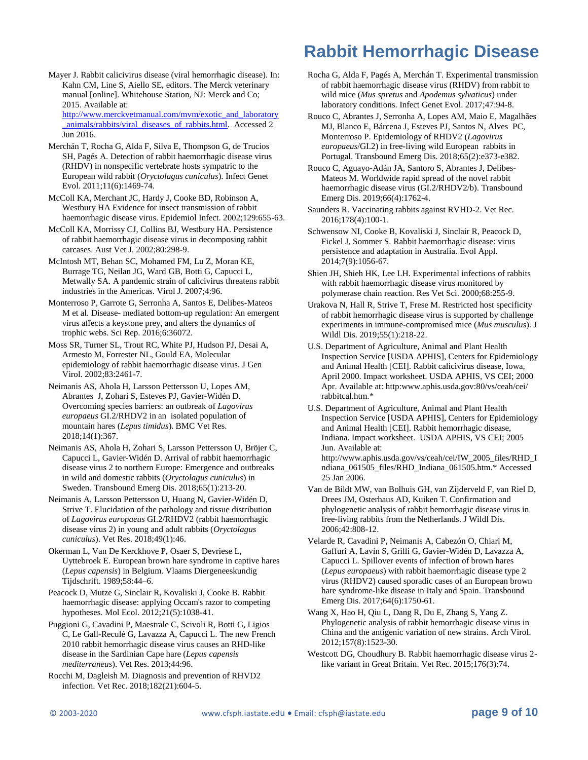Mayer J. Rabbit calicivirus disease (viral hemorrhagic disease). In: Kahn CM, Line S, Aiello SE, editors. The Merck veterinary manual [online]. Whitehouse Station, NJ: Merck and Co; 2015. Available at: http://www.merckvetmanual.com/mvm/exotic_and_laboratory_animals/rabbits/viral_diseases_of_rabbits.html. Accessed 2 Jun 2016.

Merchán T, Rocha G, Alda F, Silva E, Thompson G, de Trucios SH, Pagés A. Detection of rabbit haemorrhagic disease virus (RHDV) in nonspecific vertebrate hosts sympatric to the European wild rabbit (*Oryctolagus cuniculus*). Infect Genet Evol. 2011;11(6):1469-74.

McColl KA, Merchant JC, Hardy J, Cooke BD, Robinson A, Westbury HA Evidence for insect transmission of rabbit haemorrhagic disease virus. Epidemiol Infect. 2002;129:655-63.

McColl KA, Morrissy CJ, Collins BJ, Westbury HA. Persistence of rabbit haemorrhagic disease virus in decomposing rabbit carcases. Aust Vet J. 2002;80:298-9.

McIntosh MT, Behan SC, Mohamed FM, Lu Z, Moran KE, Burrage TG, Neilan JG, Ward GB, Botti G, Capucci L, Metwally SA. A pandemic strain of calicivirus threatens rabbit industries in the Americas. Virol J. 2007;4:96.

Monterroso P, Garrote G, Serronha A, Santos E, Delibes-Mateos M et al. Disease- mediated bottom-up regulation: An emergent virus affects a keystone prey, and alters the dynamics of trophic webs. Sci Rep. 2016;6:36072.

Moss SR, Turner SL, Trout RC, White PJ, Hudson PJ, Desai A, Armesto M, Forrester NL, Gould EA, Molecular epidemiology of rabbit haemorrhagic disease virus. J Gen Virol. 2002;83:2461-7.

Neimanis AS, Ahola H, Larsson Pettersson U, Lopes AM, Abrantes J, Zohari S, Esteves PJ, Gavier-Widén D. Overcoming species barriers: an outbreak of *Lagovirus europaeus* GI.2/RHDV2 in an isolated population of mountain hares (*Lepus timidus*). BMC Vet Res. 2018;14(1):367.

Neimanis AS, Ahola H, Zohari S, Larsson Pettersson U, Bröjer C, Capucci L, Gavier-Widén D. Arrival of rabbit haemorrhagic disease virus 2 to northern Europe: Emergence and outbreaks in wild and domestic rabbits (*Oryctolagus cuniculus*) in Sweden. Transbound Emerg Dis. 2018;65(1):213-20.

Neimanis A, Larsson Pettersson U, Huang N, Gavier-Widén D, Strive T. Elucidation of the pathology and tissue distribution of *Lagovirus europaeus* GI.2/RHDV2 (rabbit haemorrhagic disease virus 2) in young and adult rabbits (*Oryctolagus cuniculus*). Vet Res. 2018;49(1):46.

Okerman L, Van De Kerckhove P, Osaer S, Devriese L, Uyttebroek E. European brown hare syndrome in captive hares (*Lepus capensis*) in Belgium. Vlaams Diergeneeskundig Tijdschrift. 1989;58:44–6.

Peacock D, Mutze G, Sinclair R, Kovaliski J, Cooke B. Rabbit haemorrhagic disease: applying Occam's razor to competing hypotheses. Mol Ecol. 2012;21(5):1038-41.

Puggioni G, Cavadini P, Maestrale C, Scivoli R, Botti G, Ligios C, Le Gall-Reculé G, Lavazza A, Capucci L. The new French 2010 rabbit hemorrhagic disease virus causes an RHD-like disease in the Sardinian Cape hare (*Lepus capensis mediterraneus*). Vet Res. 2013;44:96.

Rocchi M, Dagleish M. Diagnosis and prevention of RHVD2 infection. Vet Rec. 2018;182(21):604-5.

Rocha G, Alda F, Pagés A, Merchán T. Experimental transmission of rabbit haemorrhagic disease virus (RHDV) from rabbit to wild mice (*Mus spretus* and *Apodemus sylvaticus*) under laboratory conditions. Infect Genet Evol. 2017;47:94-8.

Rouco C, Abrantes J, Serronha A, Lopes AM, Maio E, Magalhães MJ, Blanco E, Bárcena J, Esteves PJ, Santos N, Alves PC, Monterroso P. Epidemiology of RHDV2 (*Lagovirus europaeus*/GI.2) in free-living wild European rabbits in Portugal. Transbound Emerg Dis. 2018;65(2):e373-e382.

Rouco C, Aguayo-Adán JA, Santoro S, Abrantes J, Delibes-Mateos M. Worldwide rapid spread of the novel rabbit haemorrhagic disease virus (GI.2/RHDV2/b). Transbound Emerg Dis. 2019;66(4):1762-4.

Saunders R. Vaccinating rabbits against RVHD-2. Vet Rec. 2016;178(4):100-1.

Schwensow NI, Cooke B, Kovaliski J, Sinclair R, Peacock D, Fickel J, Sommer S. Rabbit haemorrhagic disease: virus persistence and adaptation in Australia. Evol Appl. 2014;7(9):1056-67.

Shien JH, Shieh HK, Lee LH. Experimental infections of rabbits with rabbit haemorrhagic disease virus monitored by polymerase chain reaction. Res Vet Sci. 2000;68:255-9.

Urakova N, Hall R, Strive T, Frese M. Restricted host specificity of rabbit hemorrhagic disease virus is supported by challenge experiments in immune-compromised mice (*Mus musculus*). J Wildl Dis. 2019;55(1):218-22.

U.S. Department of Agriculture, Animal and Plant Health Inspection Service [USDA APHIS], Centers for Epidemiology and Animal Health [CEI]. Rabbit calicivirus disease, Iowa, April 2000. Impact worksheet. USDA APHIS, VS CEI; 2000 Apr. Available at: http:www.aphis.usda.gov:80/vs/ceah/cei/rabbitcal.htm.*

U.S. Department of Agriculture, Animal and Plant Health Inspection Service [USDA APHIS], Centers for Epidemiology and Animal Health [CEI]. Rabbit hemorrhagic disease, Indiana. Impact worksheet. USDA APHIS, VS CEI; 2005 Jun. Available at: http://www.aphis.usda.gov/vs/ceah/cei/IW_2005_files/RHD_Indiana_061505_files/RHD_Indiana_061505.htm.* Accessed 25 Jan 2006.

Van de Bildt MW, van Bolhuis GH, van Zijderveld F, van Riel D, Drees JM, Osterhaus AD, Kuiken T. Confirmation and phylogenetic analysis of rabbit hemorrhagic disease virus in free-living rabbits from the Netherlands. J Wildl Dis. 2006;42:808-12.

Velarde R, Cavadini P, Neimanis A, Cabezón O, Chiari M, Gaffuri A, Lavín S, Grilli G, Gavier-Widén D, Lavazza A, Capucci L. Spillover events of infection of brown hares (*Lepus europaeus*) with rabbit haemorrhagic disease type 2 virus (RHDV2) caused sporadic cases of an European brown hare syndrome-like disease in Italy and Spain. Transbound Emerg Dis. 2017;64(6):1750-61.

Wang X, Hao H, Qiu L, Dang R, Du E, Zhang S, Yang Z. Phylogenetic analysis of rabbit hemorrhagic disease virus in China and the antigenic variation of new strains. Arch Virol. 2012;157(8):1523-30.

Westcott DG, Choudhury B. Rabbit haemorrhagic disease virus 2-like variant in Great Britain. Vet Rec. 2015;176(3):74.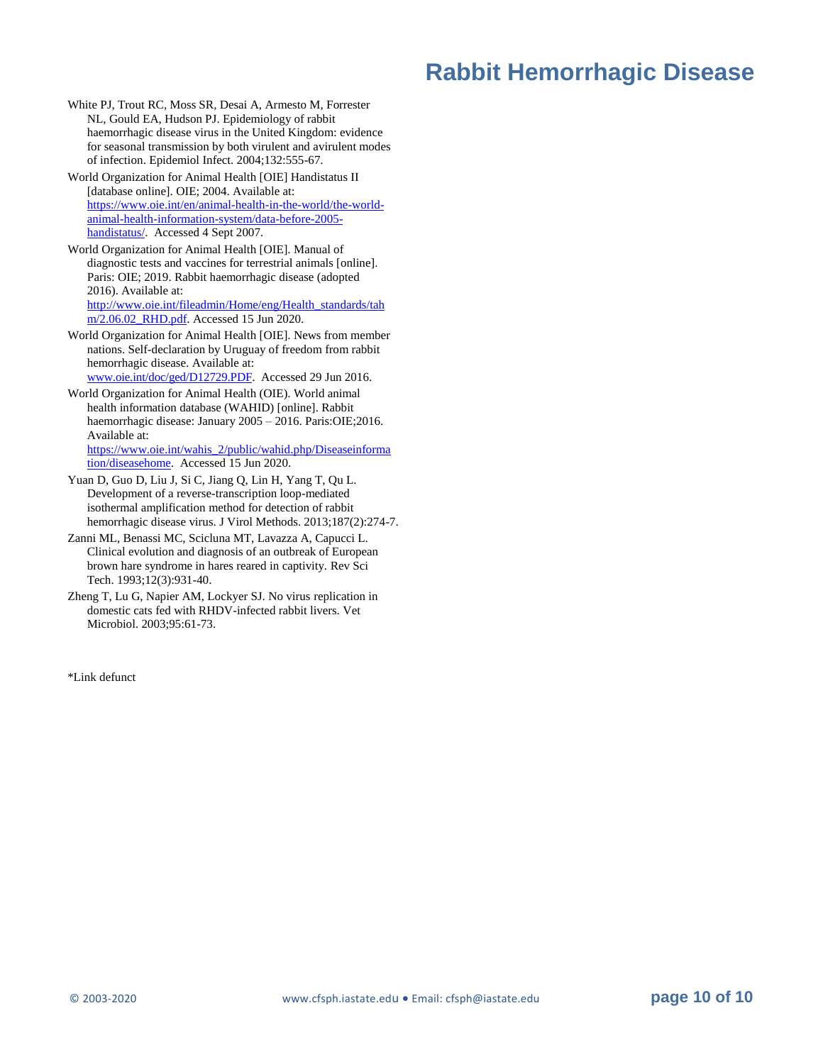White PJ, Trout RC, Moss SR, Desai A, Armesto M, Forrester NL, Gould EA, Hudson PJ. Epidemiology of rabbit haemorrhagic disease virus in the United Kingdom: evidence for seasonal transmission by both virulent and avirulent modes of infection. Epidemiol Infect. 2004;132:555-67.

World Organization for Animal Health [OIE] Handistatus II [database online]. OIE; 2004. Available at: https://www.oie.int/en/animal-health-in-the-world/the-world-animal-health-information-system/data-before-2005-handistatus/. Accessed 4 Sept 2007.

World Organization for Animal Health [OIE]. Manual of diagnostic tests and vaccines for terrestrial animals [online]. Paris: OIE; 2019. Rabbit haemorrhagic disease (adopted 2016). Available at: http://www.oie.int/fileadmin/Home/eng/Health_standards/tahm/2.06.02_RHD.pdf. Accessed 15 Jun 2020.

World Organization for Animal Health [OIE]. News from member nations. Self-declaration by Uruguay of freedom from rabbit hemorrhagic disease. Available at: www.oie.int/doc/ged/D12729.PDF. Accessed 29 Jun 2016.

World Organization for Animal Health (OIE). World animal health information database (WAHID) [online]. Rabbit haemorrhagic disease: January 2005 – 2016. Paris:OIE;2016. Available at: https://www.oie.int/wahis_2/public/wahid.php/Diseaseinformation/diseasehome. Accessed 15 Jun 2020.

Yuan D, Guo D, Liu J, Si C, Jiang Q, Lin H, Yang T, Qu L. Development of a reverse-transcription loop-mediated isothermal amplification method for detection of rabbit hemorrhagic disease virus. J Virol Methods. 2013;187(2):274-7.

Zanni ML, Benassi MC, Scicluna MT, Lavazza A, Capucci L. Clinical evolution and diagnosis of an outbreak of European brown hare syndrome in hares reared in captivity. Rev Sci Tech. 1993;12(3):931-40.

Zheng T, Lu G, Napier AM, Lockyer SJ. No virus replication in domestic cats fed with RHDV-infected rabbit livers. Vet Microbiol. 2003;95:61-73.

*Link defunct